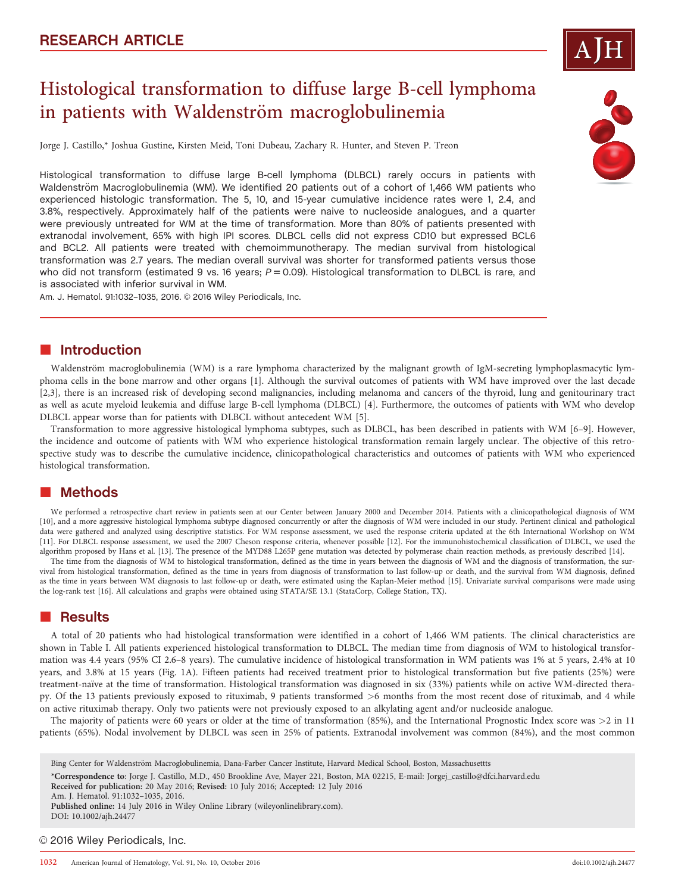RESEARCH ARTICLE

# Histological transformation to diffuse large B-cell lymphoma in patients with Waldenström macroglobulinemia

Jorge J. Castillo,* Joshua Gustine, Kirsten Meid, Toni Dubeau, Zachary R. Hunter, and Steven P. Treon

Histological transformation to diffuse large B-cell lymphoma (DLBCL) rarely occurs in patients with Waldenström Macroglobulinemia (WM). We identified 20 patients out of a cohort of 1,466 WM patients who experienced histologic transformation. The 5, 10, and 15-year cumulative incidence rates were 1, 2.4, and 3.8%, respectively. Approximately half of the patients were naive to nucleoside analogues, and a quarter were previously untreated for WM at the time of transformation. More than 80% of patients presented with extranodal involvement, 65% with high IPI scores. DLBCL cells did not express CD10 but expressed BCL6 and BCL2. All patients were treated with chemoimmunotherapy. The median survival from histological transformation was 2.7 years. The median overall survival was shorter for transformed patients versus those who did not transform (estimated 9 vs. 16 years; $P = 0.09$). Histological transformation to DLBCL is rare, and is associated with inferior survival in WM.

Am. J. Hematol. 91:1032–1035, 2016. © 2016 Wiley Periodicals, Inc.

## Introduction

Waldenström macroglobulinemia (WM) is a rare lymphoma characterized by the malignant growth of IgM-secreting lymphoplasmacytic lymphoma cells in the bone marrow and other organs [1]. Although the survival outcomes of patients with WM have improved over the last decade [2,3], there is an increased risk of developing second malignancies, including melanoma and cancers of the thyroid, lung and genitourinary tract as well as acute myeloid leukemia and diffuse large B-cell lymphoma (DLBCL) [4]. Furthermore, the outcomes of patients with WM who develop DLBCL appear worse than for patients with DLBCL without antecedent WM [5].

Transformation to more aggressive histological lymphoma subtypes, such as DLBCL, has been described in patients with WM [6–9]. However, the incidence and outcome of patients with WM who experience histological transformation remain largely unclear. The objective of this retrospective study was to describe the cumulative incidence, clinicopathological characteristics and outcomes of patients with WM who experienced histological transformation.

## Methods

We performed a retrospective chart review in patients seen at our Center between January 2000 and December 2014. Patients with a clinicopathological diagnosis of WM [10], and a more aggressive histological lymphoma subtype diagnosed concurrently or after the diagnosis of WM were included in our study. Pertinent clinical and pathological data were gathered and analyzed using descriptive statistics. For WM response assessment, we used the response criteria updated at the 6th International Workshop on WM [11]. For DLBCL response assessment, we used the 2007 Cheson response criteria, whenever possible [12]. For the immunohistochemical classification of DLBCL, we used the algorithm proposed by Hans et al. [13]. The presence of the MYD88 L265P gene mutation was detected by polymerase chain reaction methods, as previously described [14].

The time from the diagnosis of WM to histological transformation, defined as the time in years between the diagnosis of WM and the diagnosis of transformation, the survival from histological transformation, defined as the time in years from diagnosis of transformation to last follow-up or death, and the survival from WM diagnosis, defined as the time in years between WM diagnosis to last follow-up or death, were estimated using the Kaplan-Meier method [15]. Univariate survival comparisons were made using the log-rank test [16]. All calculations and graphs were obtained using STATA/SE 13.1 (StataCorp, College Station, TX).

## Results

A total of 20 patients who had histological transformation were identified in a cohort of 1,466 WM patients. The clinical characteristics are shown in Table I. All patients experienced histological transformation to DLBCL. The median time from diagnosis of WM to histological transformation was 4.4 years (95% CI 2.6–8 years). The cumulative incidence of histological transformation in WM patients was 1% at 5 years, 2.4% at 10 years, and 3.8% at 15 years (Fig. 1A). Fifteen patients had received treatment prior to histological transformation but five patients (25%) were treatment-naïve at the time of transformation. Histological transformation was diagnosed in six (33%) patients while on active WM-directed therapy. Of the 13 patients previously exposed to rituximab, 9 patients transformed >6 months from the most recent dose of rituximab, and 4 while on active rituximab therapy. Only two patients were not previously exposed to an alkylating agent and/or nucleoside analogue.

The majority of patients were 60 years or older at the time of transformation (85%), and the International Prognostic Index score was >2 in 11 patients (65%). Nodal involvement by DLBCL was seen in 25% of patients. Extranodal involvement was common (84%), and the most common

Bing Center for Waldenström Macroglobulinemia, Dana-Farber Cancer Institute, Harvard Medical School, Boston, Massachusettts

*Correspondence to: Jorge J. Castillo, M.D., 450 Brookline Ave, Mayer 221, Boston, MA 02215, E-mail: Jorgej_castillo@dfci.harvard.edu

Received for publication: 20 May 2016; Revised: 10 July 2016; Accepted: 12 July 2016

Am. J. Hematol. 91:1032–1035, 2016.

Published online: 14 July 2016 in Wiley Online Library (wileyonlinelibrary.com).

DOI: 10.1002/ajh.24477

© 2016 Wiley Periodicals, Inc.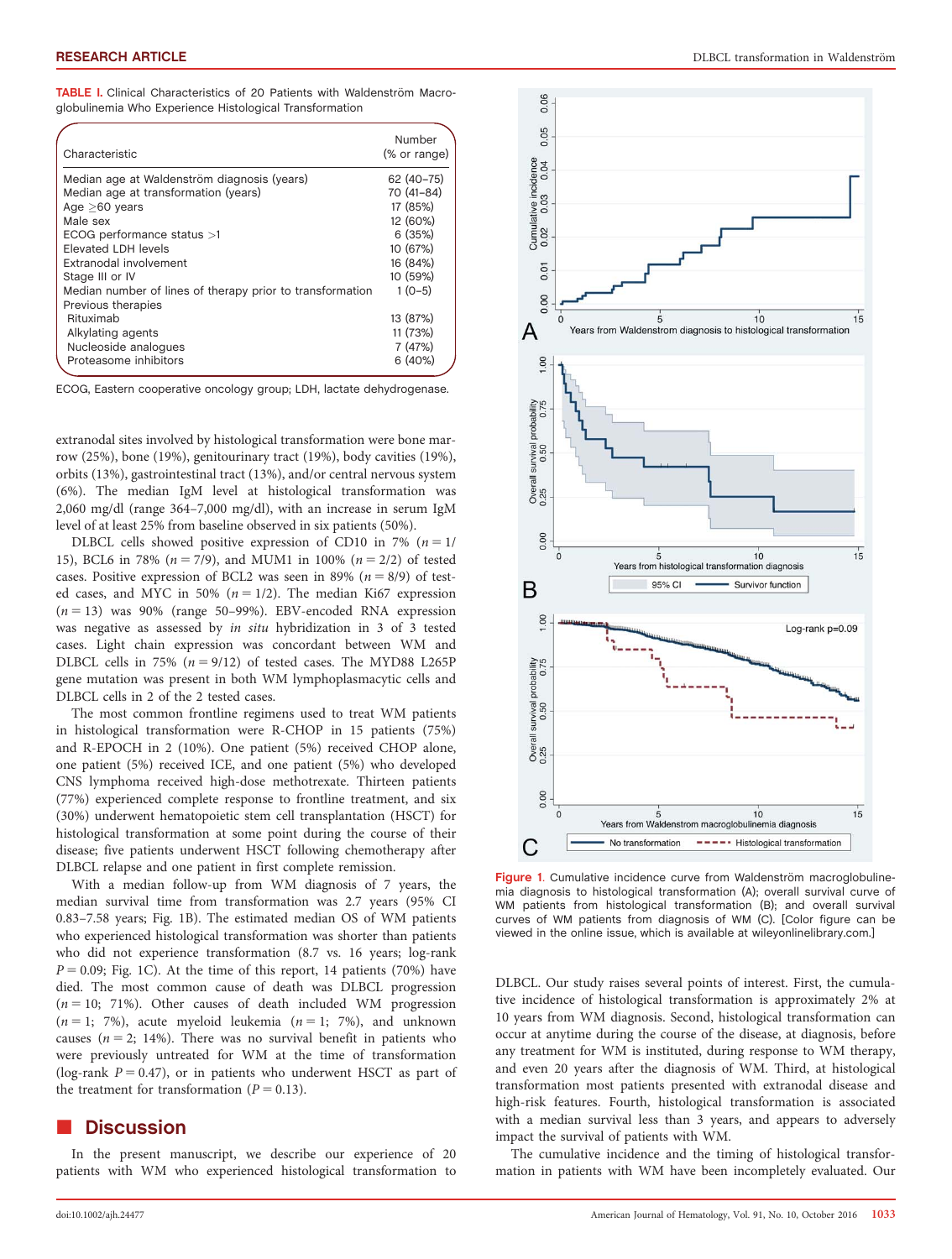TABLE I. Clinical Characteristics of 20 Patients with Waldenström Macroglobulinemia Who Experience Histological Transformation

| Characteristic | Number (% or range) |
|---|---|
| Median age at Waldenström diagnosis (years) | 62 (40–75) |
| Median age at transformation (years) | 70 (41–84) |
| Age ≥60 years | 17 (85%) |
| Male sex | 12 (60%) |
| ECOG performance status >1 | 6 (35%) |
| Elevated LDH levels | 10 (67%) |
| Extranodal involvement | 16 (84%) |
| Stage III or IV | 10 (59%) |
| Median number of lines of therapy prior to transformation | 1 (0–5) |
| Previous therapies | |
| Rituximab | 13 (87%) |
| Alkylating agents | 11 (73%) |
| Nucleoside analogues | 7 (47%) |
| Proteasome inhibitors | 6 (40%) |

ECOG, Eastern cooperative oncology group; LDH, lactate dehydrogenase.

extranodal sites involved by histological transformation were bone marrow (25%), bone (19%), genitourinary tract (19%), body cavities (19%), orbits (13%), gastrointestinal tract (13%), and/or central nervous system (6%). The median IgM level at histological transformation was 2,060 mg/dl (range 364–7,000 mg/dl), with an increase in serum IgM level of at least 25% from baseline observed in six patients (50%).

DLBCL cells showed positive expression of CD10 in 7% ($n = 1/15$), BCL6 in 78% ($n = 7/9$), and MUM1 in 100% ($n = 2/2$) of tested cases. Positive expression of BCL2 was seen in 89% ($n = 8/9$) of tested cases, and MYC in 50% ($n = 1/2$). The median Ki67 expression ($n = 13$) was 90% (range 50–99%). EBV-encoded RNA expression was negative as assessed by *in situ* hybridization in 3 of 3 tested cases. Light chain expression was concordant between WM and DLBCL cells in 75% ($n = 9/12$) of tested cases. The MYD88 L265P gene mutation was present in both WM lymphoplasmacytic cells and DLBCL cells in 2 of the 2 tested cases.

The most common frontline regimens used to treat WM patients in histological transformation were R-CHOP in 15 patients (75%) and R-EPOCH in 2 (10%). One patient (5%) received CHOP alone, one patient (5%) received ICE, and one patient (5%) who developed CNS lymphoma received high-dose methotrexate. Thirteen patients (77%) experienced complete response to frontline treatment, and six (30%) underwent hematopoietic stem cell transplantation (HSCT) for histological transformation at some point during the course of their disease; five patients underwent HSCT following chemotherapy after DLBCL relapse and one patient in first complete remission.

With a median follow-up from WM diagnosis of 7 years, the median survival time from transformation was 2.7 years (95% CI 0.83–7.58 years; Fig. 1B). The estimated median OS of WM patients who experienced histological transformation was shorter than patients who did not experience transformation (8.7 vs. 16 years; log-rank $P = 0.09$; Fig. 1C). At the time of this report, 14 patients (70%) have died. The most common cause of death was DLBCL progression ($n = 10$; 71%). Other causes of death included WM progression ($n = 1$; 7%), acute myeloid leukemia ($n = 1$; 7%), and unknown causes ($n = 2$; 14%). There was no survival benefit in patients who were previously untreated for WM at the time of transformation (log-rank $P = 0.47$), or in patients who underwent HSCT as part of the treatment for transformation ($P = 0.13$).

Figure 1. Cumulative incidence curve from Waldenström macroglobulinemia diagnosis to histological transformation (A); overall survival curve of WM patients from histological transformation (B); and overall survival curves of WM patients from diagnosis of WM (C). [Color figure can be viewed in the online issue, which is available at wileyonlinelibrary.com.]

## Discussion

In the present manuscript, we describe our experience of 20 patients with WM who experienced histological transformation to DLBCL. Our study raises several points of interest. First, the cumulative incidence of histological transformation is approximately 2% at 10 years from WM diagnosis. Second, histological transformation can occur at anytime during the course of the disease, at diagnosis, before any treatment for WM is instituted, during response to WM therapy, and even 20 years after the diagnosis of WM. Third, at histological transformation most patients presented with extranodal disease and high-risk features. Fourth, histological transformation is associated with a median survival less than 3 years, and appears to adversely impact the survival of patients with WM.

The cumulative incidence and the timing of histological transformation in patients with WM have been incompletely evaluated. Our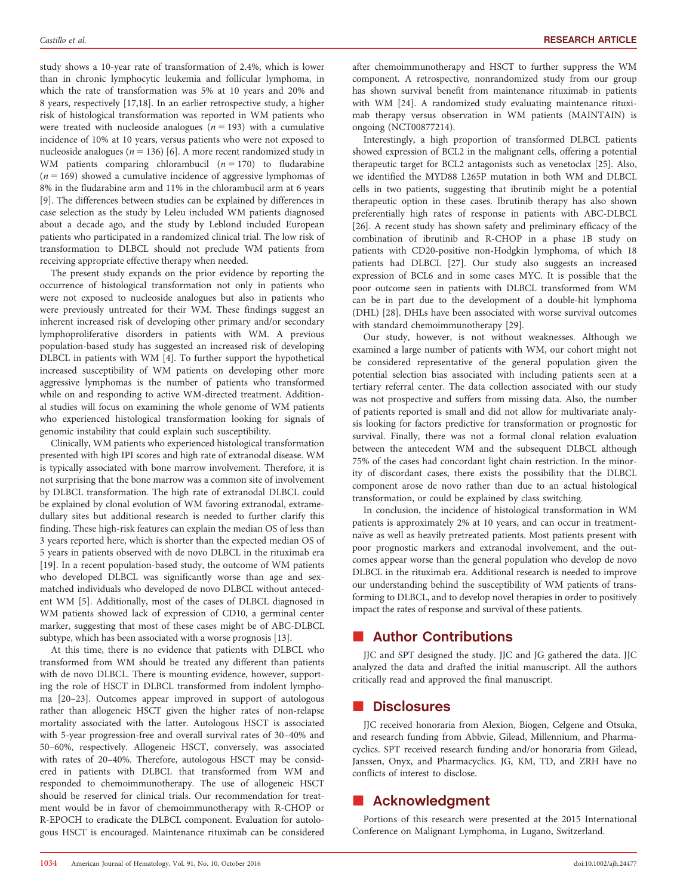study shows a 10-year rate of transformation of 2.4%, which is lower than in chronic lymphocytic leukemia and follicular lymphoma, in which the rate of transformation was 5% at 10 years and 20% and 8 years, respectively [17,18]. In an earlier retrospective study, a higher risk of histological transformation was reported in WM patients who were treated with nucleoside analogues ($n = 193$) with a cumulative incidence of 10% at 10 years, versus patients who were not exposed to nucleoside analogues ($n = 136$) [6]. A more recent randomized study in WM patients comparing chlorambucil ($n = 170$) to fludarabine ($n = 169$) showed a cumulative incidence of aggressive lymphomas of 8% in the fludarabine arm and 11% in the chlorambucil arm at 6 years [9]. The differences between studies can be explained by differences in case selection as the study by Leleu included WM patients diagnosed about a decade ago, and the study by Leblond included European patients who participated in a randomized clinical trial. The low risk of transformation to DLBCL should not preclude WM patients from receiving appropriate effective therapy when needed.

The present study expands on the prior evidence by reporting the occurrence of histological transformation not only in patients who were not exposed to nucleoside analogues but also in patients who were previously untreated for their WM. These findings suggest an inherent increased risk of developing other primary and/or secondary lymphoproliferative disorders in patients with WM. A previous population-based study has suggested an increased risk of developing DLBCL in patients with WM [4]. To further support the hypothetical increased susceptibility of WM patients on developing other more aggressive lymphomas is the number of patients who transformed while on and responding to active WM-directed treatment. Additional studies will focus on examining the whole genome of WM patients who experienced histological transformation looking for signals of genomic instability that could explain such susceptibility.

Clinically, WM patients who experienced histological transformation presented with high IPI scores and high rate of extranodal disease. WM is typically associated with bone marrow involvement. Therefore, it is not surprising that the bone marrow was a common site of involvement by DLBCL transformation. The high rate of extranodal DLBCL could be explained by clonal evolution of WM favoring extranodal, extramedullary sites but additional research is needed to further clarify this finding. These high-risk features can explain the median OS of less than 3 years reported here, which is shorter than the expected median OS of 5 years in patients observed with de novo DLBCL in the rituximab era [19]. In a recent population-based study, the outcome of WM patients who developed DLBCL was significantly worse than age and sex-matched individuals who developed de novo DLBCL without antecedent WM [5]. Additionally, most of the cases of DLBCL diagnosed in WM patients showed lack of expression of CD10, a germinal center marker, suggesting that most of these cases might be of ABC-DLBCL subtype, which has been associated with a worse prognosis [13].

At this time, there is no evidence that patients with DLBCL who transformed from WM should be treated any different than patients with de novo DLBCL. There is mounting evidence, however, supporting the role of HSCT in DLBCL transformed from indolent lymphoma [20–23]. Outcomes appear improved in support of autologous rather than allogeneic HSCT given the higher rates of non-relapse mortality associated with the latter. Autologous HSCT is associated with 5-year progression-free and overall survival rates of 30–40% and 50–60%, respectively. Allogeneic HSCT, conversely, was associated with rates of 20–40%. Therefore, autologous HSCT may be considered in patients with DLBCL that transformed from WM and responded to chemoimmunotherapy. The use of allogeneic HSCT should be reserved for clinical trials. Our recommendation for treatment would be in favor of chemoimmunotherapy with R-CHOP or R-EPOCH to eradicate the DLBCL component. Evaluation for autologous HSCT is encouraged. Maintenance rituximab can be considered after chemoimmunotherapy and HSCT to further suppress the WM component. A retrospective, nonrandomized study from our group has shown survival benefit from maintenance rituximab in patients with WM [24]. A randomized study evaluating maintenance rituximab therapy versus observation in WM patients (MAINTAIN) is ongoing (NCT00877214).

Interestingly, a high proportion of transformed DLBCL patients showed expression of BCL2 in the malignant cells, offering a potential therapeutic target for BCL2 antagonists such as venetoclax [25]. Also, we identified the MYD88 L265P mutation in both WM and DLBCL cells in two patients, suggesting that ibrutinib might be a potential therapeutic option in these cases. Ibrutinib therapy has also shown preferentially high rates of response in patients with ABC-DLBCL [26]. A recent study has shown safety and preliminary efficacy of the combination of ibrutinib and R-CHOP in a phase 1B study on patients with CD20-positive non-Hodgkin lymphoma, of which 18 patients had DLBCL [27]. Our study also suggests an increased expression of BCL6 and in some cases MYC. It is possible that the poor outcome seen in patients with DLBCL transformed from WM can be in part due to the development of a double-hit lymphoma (DHL) [28]. DHLs have been associated with worse survival outcomes with standard chemoimmunotherapy [29].

Our study, however, is not without weaknesses. Although we examined a large number of patients with WM, our cohort might not be considered representative of the general population given the potential selection bias associated with including patients seen at a tertiary referral center. The data collection associated with our study was not prospective and suffers from missing data. Also, the number of patients reported is small and did not allow for multivariate analysis looking for factors predictive for transformation or prognostic for survival. Finally, there was not a formal clonal relation evaluation between the antecedent WM and the subsequent DLBCL although 75% of the cases had concordant light chain restriction. In the minority of discordant cases, there exists the possibility that the DLBCL component arose de novo rather than due to an actual histological transformation, or could be explained by class switching.

In conclusion, the incidence of histological transformation in WM patients is approximately 2% at 10 years, and can occur in treatment-naïve as well as heavily pretreated patients. Most patients present with poor prognostic markers and extranodal involvement, and the outcomes appear worse than the general population who develop de novo DLBCL in the rituximab era. Additional research is needed to improve our understanding behind the susceptibility of WM patients of transforming to DLBCL, and to develop novel therapies in order to positively impact the rates of response and survival of these patients.

## Author Contributions

JJC and SPT designed the study. JJC and JG gathered the data. JJC analyzed the data and drafted the initial manuscript. All the authors critically read and approved the final manuscript.

## Disclosures

JJC received honoraria from Alexion, Biogen, Celgene and Otsuka, and research funding from Abbvie, Gilead, Millennium, and Pharmacyclics. SPT received research funding and/or honoraria from Gilead, Janssen, Onyx, and Pharmacyclics. JG, KM, TD, and ZRH have no conflicts of interest to disclose.

## Acknowledgment

Portions of this research were presented at the 2015 International Conference on Malignant Lymphoma, in Lugano, Switzerland.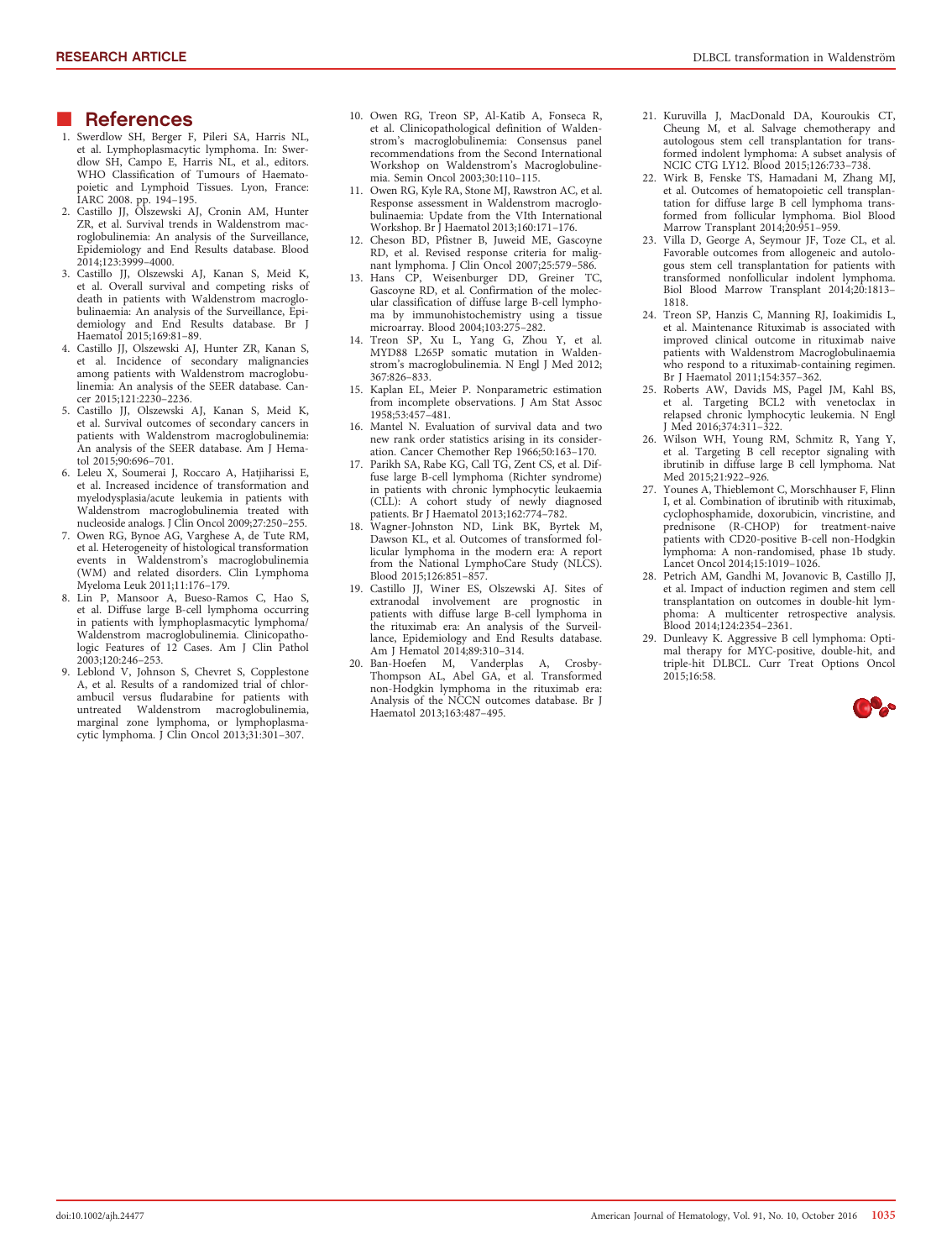## References

1. Swerdlow SH, Berger F, Pileri SA, Harris NL, et al. Lymphoplasmacytic lymphoma. In: Swerdlow SH, Campo E, Harris NL, et al., editors. WHO Classification of Tumours of Haematopoietic and Lymphoid Tissues. Lyon, France: IARC 2008. pp. 194–195.
2. Castillo JJ, Olszewski AJ, Cronin AM, Hunter ZR, et al. Survival trends in Waldenstrom macroglobulinemia: An analysis of the Surveillance, Epidemiology and End Results database. Blood 2014;123:3999–4000.
3. Castillo JJ, Olszewski AJ, Kanan S, Meid K, et al. Overall survival and competing risks of death in patients with Waldenstrom macroglobulinaemia: An analysis of the Surveillance, Epidemiology and End Results database. Br J Haematol 2015;169:81–89.
4. Castillo JJ, Olszewski AJ, Hunter ZR, Kanan S, et al. Incidence of secondary malignancies among patients with Waldenstrom macroglobulinemia: An analysis of the SEER database. Cancer 2015;121:2230–2236.
5. Castillo JJ, Olszewski AJ, Kanan S, Meid K, et al. Survival outcomes of secondary cancers in patients with Waldenstrom macroglobulinemia: An analysis of the SEER database. Am J Hematol 2015;90:696–701.
6. Leleu X, Soumerai J, Roccaro A, Hatjiharissi E, et al. Increased incidence of transformation and myelodysplasia/acute leukemia in patients with Waldenstrom macroglobulinemia treated with nucleoside analogs. J Clin Oncol 2009;27:250–255.
7. Owen RG, Bynoe AG, Varghese A, de Tute RM, et al. Heterogeneity of histological transformation events in Waldenstrom's macroglobulinemia (WM) and related disorders. Clin Lymphoma Myeloma Leuk 2011;11:176–179.
8. Lin P, Mansoor A, Bueso-Ramos C, Hao S, et al. Diffuse large B-cell lymphoma occurring in patients with lymphoplasmacytic lymphoma/Waldenstrom macroglobulinemia. Clinicopathologic Features of 12 Cases. Am J Clin Pathol 2003;120:246–253.
9. Leblond V, Johnson S, Chevret S, Copplestone A, et al. Results of a randomized trial of chlorambucil versus fludarabine for patients with untreated Waldenstrom macroglobulinemia, marginal zone lymphoma, or lymphoplasmacytic lymphoma. J Clin Oncol 2013;31:301–307.
10. Owen RG, Treon SP, Al-Katib A, Fonseca R, et al. Clinicopathological definition of Waldenstrom's macroglobulinemia: Consensus panel recommendations from the Second International Workshop on Waldenstrom's Macroglobulinemia. Semin Oncol 2003;30:110–115.
11. Owen RG, Kyle RA, Stone MJ, Rawstron AC, et al. Response assessment in Waldenstrom macroglobulinaemia: Update from the VIth International Workshop. Br J Haematol 2013;160:171–176.
12. Cheson BD, Pfistner B, Juweid ME, Gascoyne RD, et al. Revised response criteria for malignant lymphoma. J Clin Oncol 2007;25:579–586.
13. Hans CP, Weisenburger DD, Greiner TC, Gascoyne RD, et al. Confirmation of the molecular classification of diffuse large B-cell lymphoma by immunohistochemistry using a tissue microarray. Blood 2004;103:275–282.
14. Treon SP, Xu L, Yang G, Zhou Y, et al. MYD88 L265P somatic mutation in Waldenstrom's macroglobulinemia. N Engl J Med 2012; 367:826–833.
15. Kaplan EL, Meier P. Nonparametric estimation from incomplete observations. J Am Stat Assoc 1958;53:457–481.
16. Mantel N. Evaluation of survival data and two new rank order statistics arising in its consideration. Cancer Chemother Rep 1966;50:163–170.
17. Parikh SA, Rabe KG, Call TG, Zent CS, et al. Diffuse large B-cell lymphoma (Richter syndrome) in patients with chronic lymphocytic leukaemia (CLL): A cohort study of newly diagnosed patients. Br J Haematol 2013;162:774–782.
18. Wagner-Johnston ND, Link BK, Byrtek M, Dawson KL, et al. Outcomes of transformed follicular lymphoma in the modern era: A report from the National LymphoCare Study (NLCS). Blood 2015;126:851–857.
19. Castillo JJ, Winer ES, Olszewski AJ. Sites of extranodal involvement are prognostic in patients with diffuse large B-cell lymphoma in the rituximab era: An analysis of the Surveillance, Epidemiology and End Results database. Am J Hematol 2014;89:310–314.
20. Ban-Hoefen M, Vanderplas A, Crosby-Thompson AL, Abel GA, et al. Transformed non-Hodgkin lymphoma in the rituximab era: Analysis of the NCCN outcomes database. Br J Haematol 2013;163:487–495.
21. Kuruvilla J, MacDonald DA, Kouroukis CT, Cheung M, et al. Salvage chemotherapy and autologous stem cell transplantation for transformed indolent lymphoma: A subset analysis of NCIC CTG LY12. Blood 2015;126:733–738.
22. Wirk B, Fenske TS, Hamadani M, Zhang MJ, et al. Outcomes of hematopoietic cell transplantation for diffuse large B cell lymphoma transformed from follicular lymphoma. Biol Blood Marrow Transplant 2014;20:951–959.
23. Villa D, George A, Seymour JF, Toze CL, et al. Favorable outcomes from allogeneic and autologous stem cell transplantation for patients with transformed nonfollicular indolent lymphoma. Biol Blood Marrow Transplant 2014;20:1813–1818.
24. Treon SP, Hanzis C, Manning RJ, Ioakimidis L, et al. Maintenance Rituximab is associated with improved clinical outcome in rituximab naive patients with Waldenstrom Macroglobulinaemia who respond to a rituximab-containing regimen. Br J Haematol 2011;154:357–362.
25. Roberts AW, Davids MS, Pagel JM, Kahl BS, et al. Targeting BCL2 with venetoclax in relapsed chronic lymphocytic leukemia. N Engl J Med 2016;374:311–322.
26. Wilson WH, Young RM, Schmitz R, Yang Y, et al. Targeting B cell receptor signaling with ibrutinib in diffuse large B cell lymphoma. Nat Med 2015;21:922–926.
27. Younes A, Thieblemont C, Morschhauser F, Flinn I, et al. Combination of ibrutinib with rituximab, cyclophosphamide, doxorubicin, vincristine, and prednisone (R-CHOP) for treatment-naive patients with CD20-positive B-cell non-Hodgkin lymphoma: A non-randomised, phase 1b study. Lancet Oncol 2014;15:1019–1026.
28. Petrich AM, Gandhi M, Jovanovic B, Castillo JJ, et al. Impact of induction regimen and stem cell transplantation on outcomes in double-hit lymphoma: A multicenter retrospective analysis. Blood 2014;124:2354–2361.
29. Dunleavy K. Aggressive B cell lymphoma: Optimal therapy for MYC-positive, double-hit, and triple-hit DLBCL. Curr Treat Options Oncol 2015;16:58.